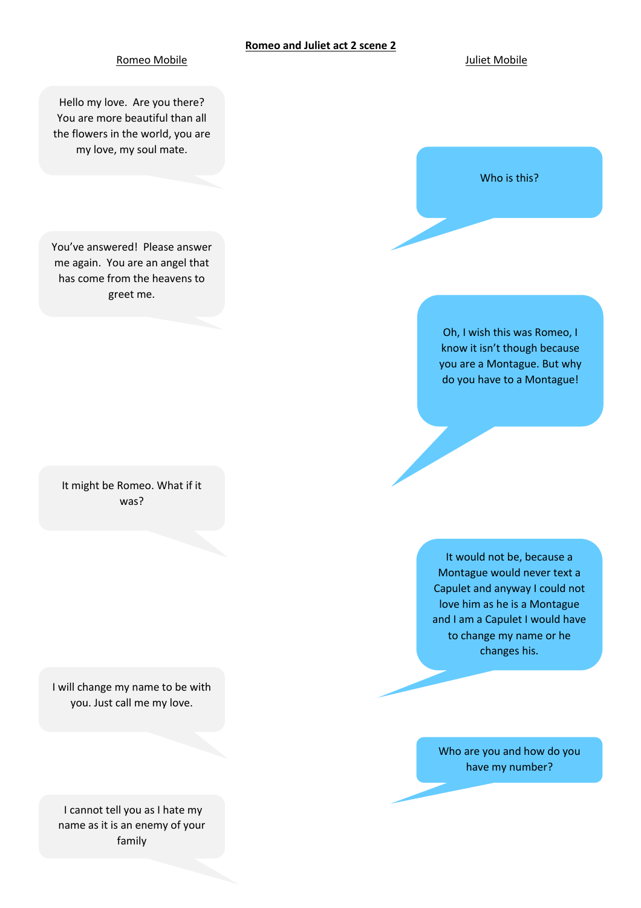**Romeo and Juliet act 2 scene 2**

Romeo Mobile | Juliet Mobile

**Romeo:** Hello my love. Are you there? You are more beautiful than all the flowers in the world, you are my love, my soul mate.

**Juliet:** Who is this?

**Romeo:** You've answered! Please answer me again. You are an angel that has come from the heavens to greet me.

**Juliet:** Oh, I wish this was Romeo, I know it isn't though because you are a Montague. But why do you have to a Montague!

**Romeo:** It might be Romeo. What if it was?

**Juliet:** It would not be, because a Montague would never text a Capulet and anyway I could not love him as he is a Montague and I am a Capulet I would have to change my name or he changes his.

**Romeo:** I will change my name to be with you. Just call me my love.

**Juliet:** Who are you and how do you have my number?

**Romeo:** I cannot tell you as I hate my name as it is an enemy of your family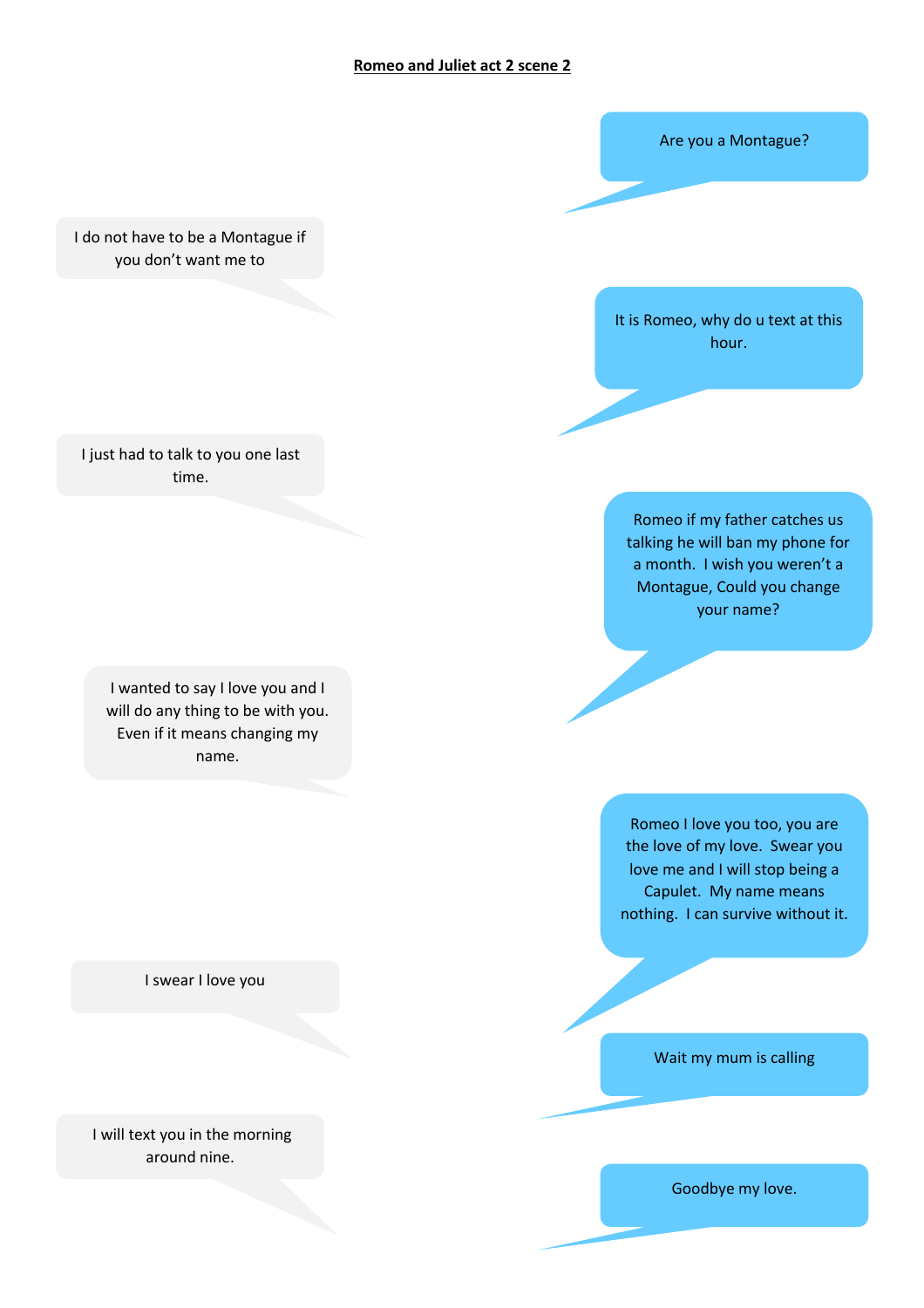# Romeo and Juliet act 2 scene 2

Are you a Montague?

I do not have to be a Montague if you don't want me to

It is Romeo, why do u text at this hour.

I just had to talk to you one last time.

Romeo if my father catches us talking he will ban my phone for a month. I wish you weren't a Montague, Could you change your name?

I wanted to say I love you and I will do any thing to be with you. Even if it means changing my name.

Romeo I love you too, you are the love of my love. Swear you love me and I will stop being a Capulet. My name means nothing. I can survive without it.

I swear I love you

Wait my mum is calling

I will text you in the morning around nine.

Goodbye my love.